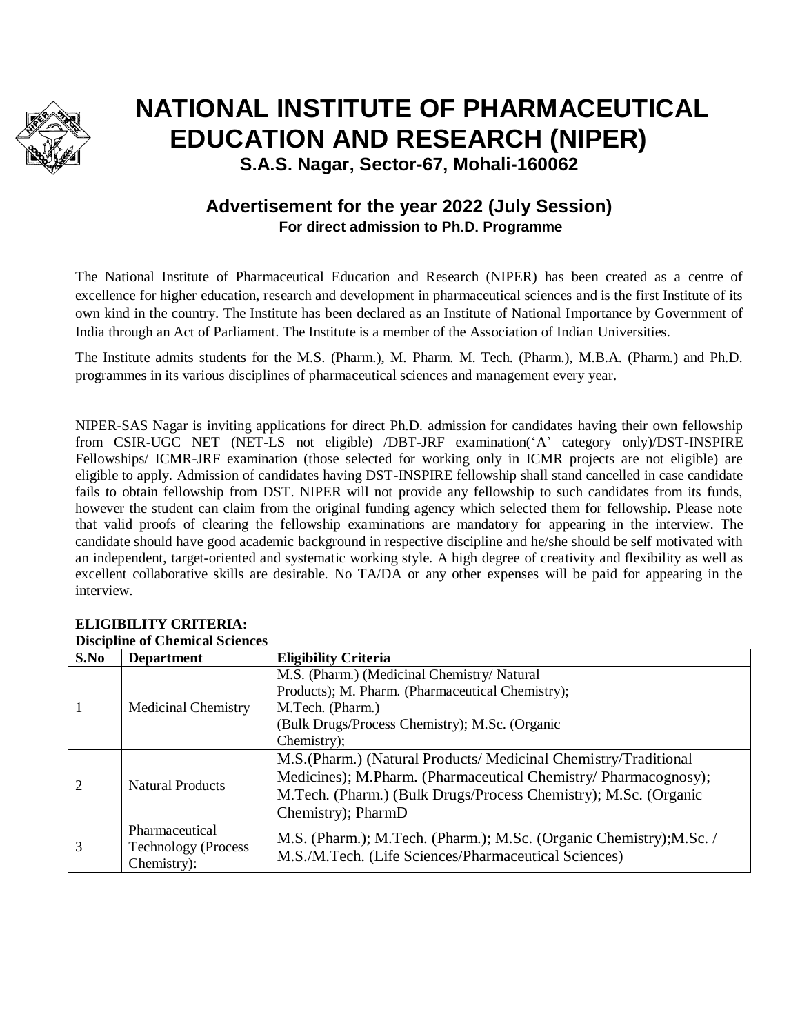# NATIONAL INSTITUTE OF PHARMACEUTICAL EDUCATION AND RESEARCH (NIPER)

### S.A.S. Nagar, Sector-67, Mohali-160062

## Advertisement for the year 2022 (July Session)

**For direct admission to Ph.D. Programme**

The National Institute of Pharmaceutical Education and Research (NIPER) has been created as a centre of excellence for higher education, research and development in pharmaceutical sciences and is the first Institute of its own kind in the country. The Institute has been declared as an Institute of National Importance by Government of India through an Act of Parliament. The Institute is a member of the Association of Indian Universities.

The Institute admits students for the M.S. (Pharm.), M. Pharm. M. Tech. (Pharm.), M.B.A. (Pharm.) and Ph.D. programmes in its various disciplines of pharmaceutical sciences and management every year.

NIPER-SAS Nagar is inviting applications for direct Ph.D. admission for candidates having their own fellowship from CSIR-UGC NET (NET-LS not eligible) /DBT-JRF examination('A' category only)/DST-INSPIRE Fellowships/ ICMR-JRF examination (those selected for working only in ICMR projects are not eligible) are eligible to apply. Admission of candidates having DST-INSPIRE fellowship shall stand cancelled in case candidate fails to obtain fellowship from DST. NIPER will not provide any fellowship to such candidates from its funds, however the student can claim from the original funding agency which selected them for fellowship. Please note that valid proofs of clearing the fellowship examinations are mandatory for appearing in the interview. The candidate should have good academic background in respective discipline and he/she should be self motivated with an independent, target-oriented and systematic working style. A high degree of creativity and flexibility as well as excellent collaborative skills are desirable. No TA/DA or any other expenses will be paid for appearing in the interview.

**ELIGIBILITY CRITERIA:**

**Discipline of Chemical Sciences**

| S.No | Department | Eligibility Criteria |
|---|---|---|
| 1 | Medicinal Chemistry | M.S. (Pharm.) (Medicinal Chemistry/ Natural Products); M. Pharm. (Pharmaceutical Chemistry); M.Tech. (Pharm.) (Bulk Drugs/Process Chemistry); M.Sc. (Organic Chemistry); |
| 2 | Natural Products | M.S.(Pharm.) (Natural Products/ Medicinal Chemistry/Traditional Medicines); M.Pharm. (Pharmaceutical Chemistry/ Pharmacognosy); M.Tech. (Pharm.) (Bulk Drugs/Process Chemistry); M.Sc. (Organic Chemistry); PharmD |
| 3 | Pharmaceutical Technology (Process Chemistry): | M.S. (Pharm.); M.Tech. (Pharm.); M.Sc. (Organic Chemistry);M.Sc. / M.S./M.Tech. (Life Sciences/Pharmaceutical Sciences) |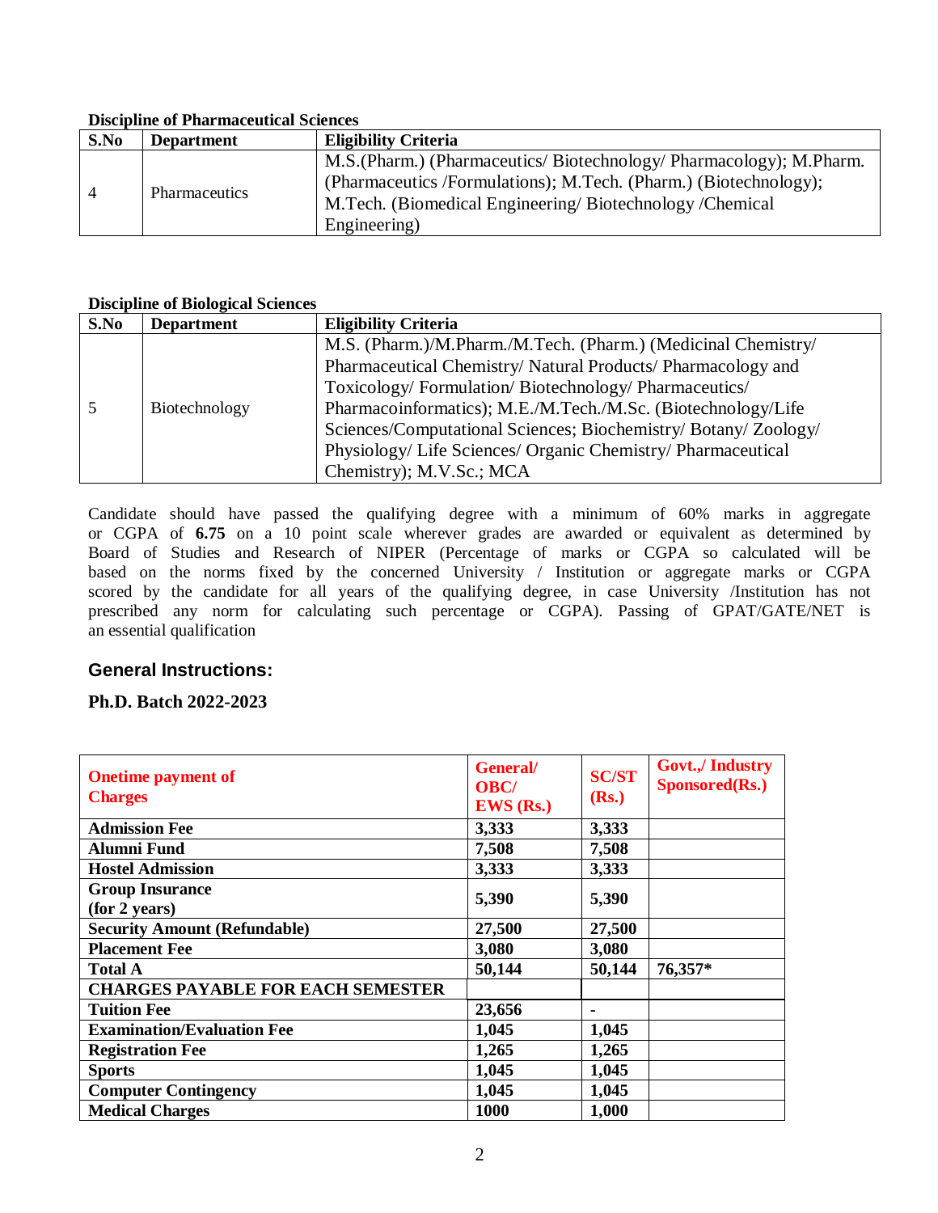**Discipline of Pharmaceutical Sciences**

| S.No | Department | Eligibility Criteria |
|---|---|---|
| 4 | Pharmaceutics | M.S.(Pharm.) (Pharmaceutics/ Biotechnology/ Pharmacology); M.Pharm. (Pharmaceutics /Formulations); M.Tech. (Pharm.) (Biotechnology); M.Tech. (Biomedical Engineering/ Biotechnology /Chemical Engineering) |

**Discipline of Biological Sciences**

| S.No | Department | Eligibility Criteria |
|---|---|---|
| 5 | Biotechnology | M.S. (Pharm.)/M.Pharm./M.Tech. (Pharm.) (Medicinal Chemistry/ Pharmaceutical Chemistry/ Natural Products/ Pharmacology and Toxicology/ Formulation/ Biotechnology/ Pharmaceutics/ Pharmacoinformatics); M.E./M.Tech./M.Sc. (Biotechnology/Life Sciences/Computational Sciences; Biochemistry/ Botany/ Zoology/ Physiology/ Life Sciences/ Organic Chemistry/ Pharmaceutical Chemistry); M.V.Sc.; MCA |

Candidate should have passed the qualifying degree with a minimum of 60% marks in aggregate or CGPA of **6.75** on a 10 point scale wherever grades are awarded or equivalent as determined by Board of Studies and Research of NIPER (Percentage of marks or CGPA so calculated will be based on the norms fixed by the concerned University / Institution or aggregate marks or CGPA scored by the candidate for all years of the qualifying degree, in case University /Institution has not prescribed any norm for calculating such percentage or CGPA). Passing of GPAT/GATE/NET is an essential qualification

## General Instructions:

**Ph.D. Batch 2022-2023**

| Onetime payment of Charges | General/ OBC/ EWS (Rs.) | SC/ST (Rs.) | Govt.,/ Industry Sponsored(Rs.) |
|---|---|---|---|
| **Admission Fee** | **3,333** | **3,333** | |
| **Alumni Fund** | **7,508** | **7,508** | |
| **Hostel Admission** | **3,333** | **3,333** | |
| **Group Insurance (for 2 years)** | **5,390** | **5,390** | |
| **Security Amount (Refundable)** | **27,500** | **27,500** | |
| **Placement Fee** | **3,080** | **3,080** | |
| **Total A** | **50,144** | **50,144** | **76,357*** |
| **CHARGES PAYABLE FOR EACH SEMESTER** | | | |
| **Tuition Fee** | **23,656** | **-** | |
| **Examination/Evaluation Fee** | **1,045** | **1,045** | |
| **Registration Fee** | **1,265** | **1,265** | |
| **Sports** | **1,045** | **1,045** | |
| **Computer Contingency** | **1,045** | **1,045** | |
| **Medical Charges** | **1000** | **1,000** | |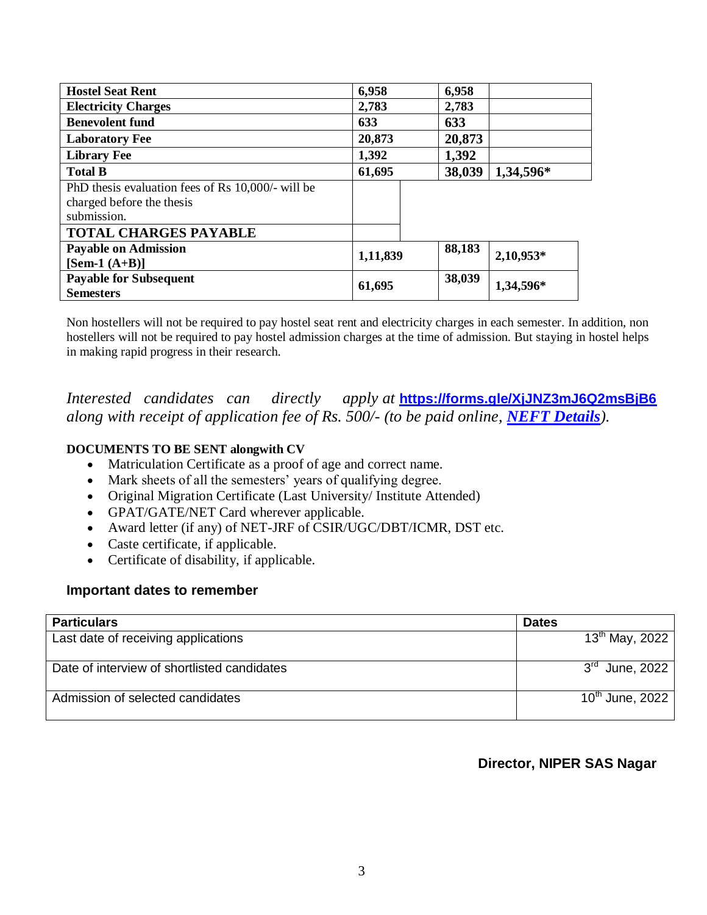| | | | |
|---|---|---|---|
| **Hostel Seat Rent** | **6,958** | **6,958** | |
| **Electricity Charges** | **2,783** | **2,783** | |
| **Benevolent fund** | **633** | **633** | |
| **Laboratory Fee** | **20,873** | **20,873** | |
| **Library Fee** | **1,392** | **1,392** | |
| **Total B** | **61,695** | **38,039** | **1,34,596*** |
| PhD thesis evaluation fees of Rs 10,000/- will be charged before the thesis submission. | | | |
| **TOTAL CHARGES PAYABLE** | | | |
| **Payable on Admission [Sem-1 (A+B)]** | **1,11,839** | **88,183** | **2,10,953*** |
| **Payable for Subsequent Semesters** | **61,695** | **38,039** | **1,34,596*** |

Non hostellers will not be required to pay hostel seat rent and electricity charges in each semester. In addition, non hostellers will not be required to pay hostel admission charges at the time of admission. But staying in hostel helps in making rapid progress in their research.

*Interested candidates can directly apply at* **https://forms.gle/XjJNZ3mJ6Q2msBjB6** *along with receipt of application fee of Rs. 500/- (to be paid online,* ***NEFT Details****).*

**DOCUMENTS TO BE SENT alongwith CV**

- Matriculation Certificate as a proof of age and correct name.
- Mark sheets of all the semesters' years of qualifying degree.
- Original Migration Certificate (Last University/ Institute Attended)
- GPAT/GATE/NET Card wherever applicable.
- Award letter (if any) of NET-JRF of CSIR/UGC/DBT/ICMR, DST etc.
- Caste certificate, if applicable.
- Certificate of disability, if applicable.

### Important dates to remember

| Particulars | Dates |
|---|---|
| Last date of receiving applications | 13th May, 2022 |
| Date of interview of shortlisted candidates | 3rd June, 2022 |
| Admission of selected candidates | 10th June, 2022 |

**Director, NIPER SAS Nagar**